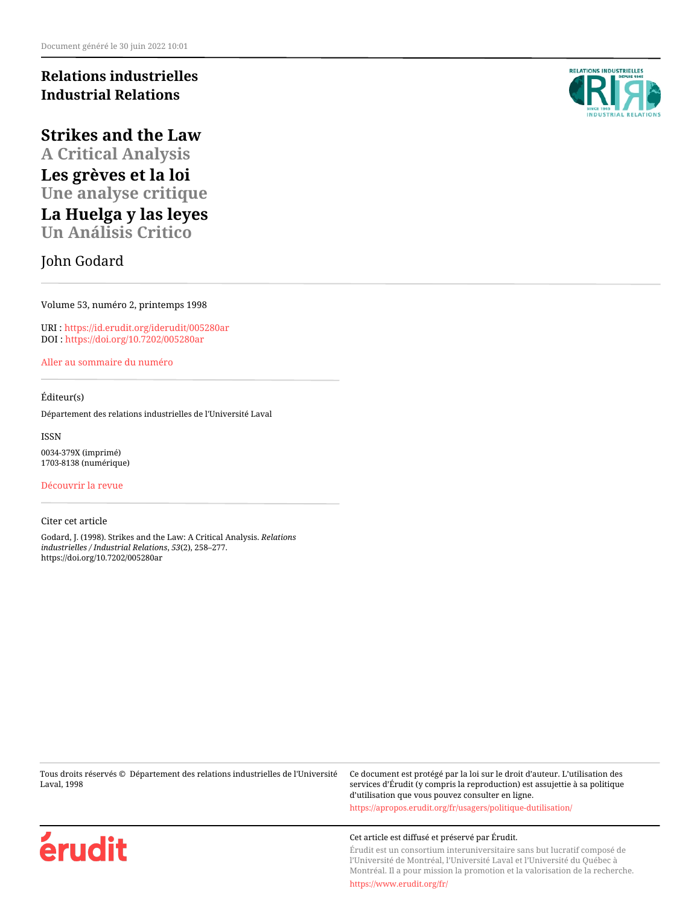**Relations industrielles**
**Industrial Relations**

# Strikes and the Law

## A Critical Analysis

# Les grèves et la loi

## Une analyse critique

# La Huelga y las leyes

## Un Análisis Critico

John Godard

Volume 53, numéro 2, printemps 1998

URI : https://id.erudit.org/iderudit/005280ar
DOI : https://doi.org/10.7202/005280ar

Aller au sommaire du numéro

Éditeur(s)

Département des relations industrielles de l'Université Laval

ISSN

0034-379X (imprimé)
1703-8138 (numérique)

Découvrir la revue

Citer cet article

Godard, J. (1998). Strikes and the Law: A Critical Analysis. *Relations industrielles / Industrial Relations*, *53*(2), 258–277. https://doi.org/10.7202/005280ar

Tous droits réservés © Département des relations industrielles de l'Université Laval, 1998

Ce document est protégé par la loi sur le droit d'auteur. L'utilisation des services d'Érudit (y compris la reproduction) est assujettie à sa politique d'utilisation que vous pouvez consulter en ligne.

https://apropos.erudit.org/fr/usagers/politique-dutilisation/

Cet article est diffusé et préservé par Érudit.

Érudit est un consortium interuniversitaire sans but lucratif composé de l'Université de Montréal, l'Université Laval et l'Université du Québec à Montréal. Il a pour mission la promotion et la valorisation de la recherche.

https://www.erudit.org/fr/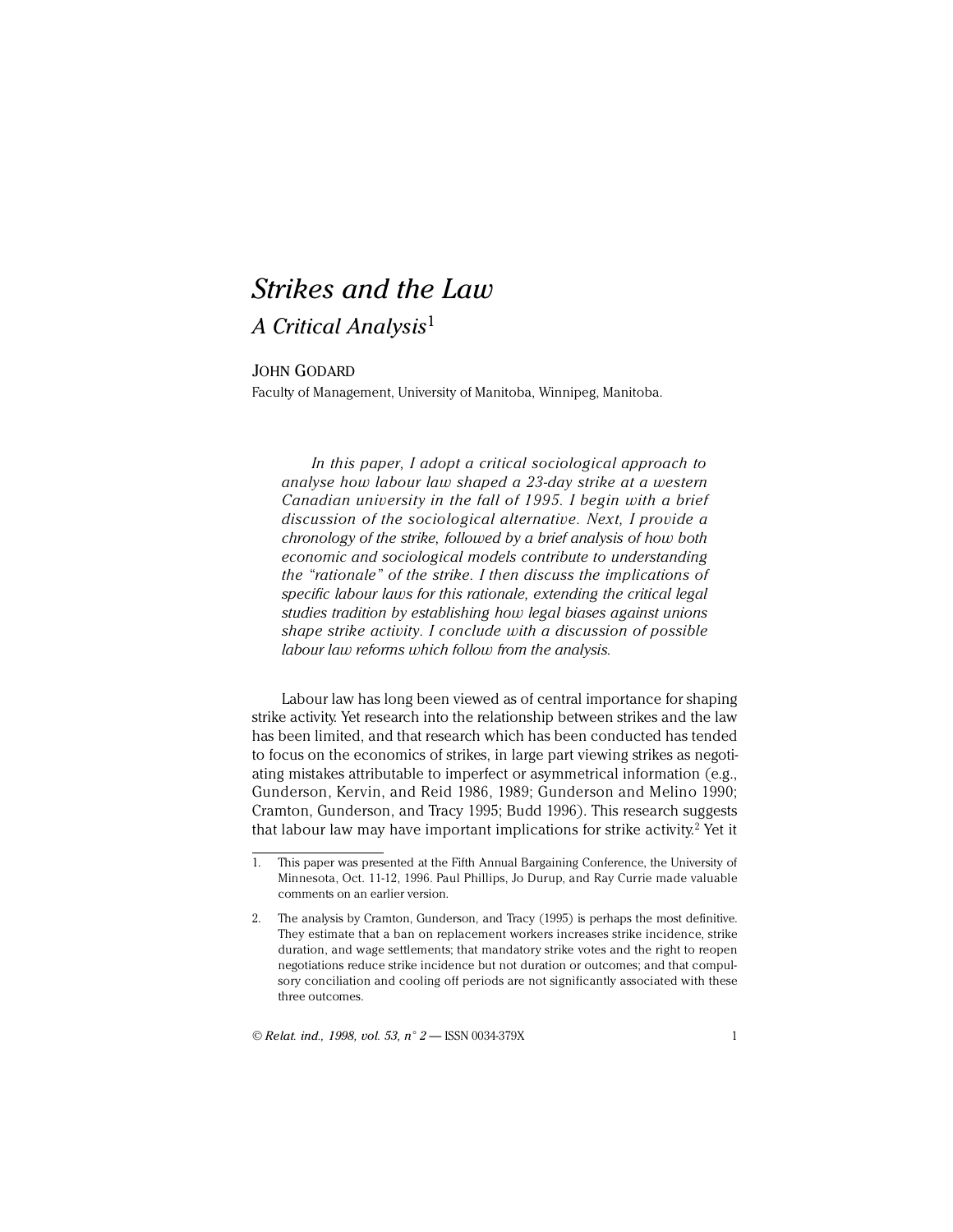# Strikes and the Law

## A Critical Analysis[1]

JOHN GODARD

Faculty of Management, University of Manitoba, Winnipeg, Manitoba.

> *In this paper, I adopt a critical sociological approach to analyse how labour law shaped a 23-day strike at a western Canadian university in the fall of 1995. I begin with a brief discussion of the sociological alternative. Next, I provide a chronology of the strike, followed by a brief analysis of how both economic and sociological models contribute to understanding the "rationale" of the strike. I then discuss the implications of specific labour laws for this rationale, extending the critical legal studies tradition by establishing how legal biases against unions shape strike activity. I conclude with a discussion of possible labour law reforms which follow from the analysis.*

Labour law has long been viewed as of central importance for shaping strike activity. Yet research into the relationship between strikes and the law has been limited, and that research which has been conducted has tended to focus on the economics of strikes, in large part viewing strikes as negotiating mistakes attributable to imperfect or asymmetrical information (e.g., Gunderson, Kervin, and Reid 1986, 1989; Gunderson and Melino 1990; Cramton, Gunderson, and Tracy 1995; Budd 1996). This research suggests that labour law may have important implications for strike activity.[2] Yet it

---

1. This paper was presented at the Fifth Annual Bargaining Conference, the University of Minnesota, Oct. 11-12, 1996. Paul Phillips, Jo Durup, and Ray Currie made valuable comments on an earlier version.

2. The analysis by Cramton, Gunderson, and Tracy (1995) is perhaps the most definitive. They estimate that a ban on replacement workers increases strike incidence, strike duration, and wage settlements; that mandatory strike votes and the right to reopen negotiations reduce strike incidence but not duration or outcomes; and that compulsory conciliation and cooling off periods are not significantly associated with these three outcomes.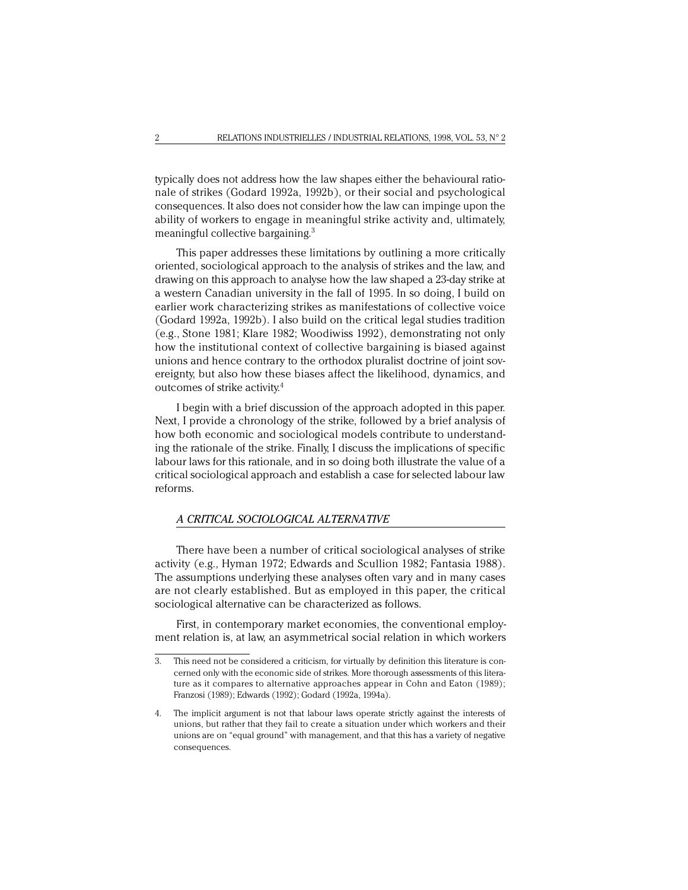typically does not address how the law shapes either the behavioural rationale of strikes (Godard 1992a, 1992b), or their social and psychological consequences. It also does not consider how the law can impinge upon the ability of workers to engage in meaningful strike activity and, ultimately, meaningful collective bargaining.[3]

This paper addresses these limitations by outlining a more critically oriented, sociological approach to the analysis of strikes and the law, and drawing on this approach to analyse how the law shaped a 23-day strike at a western Canadian university in the fall of 1995. In so doing, I build on earlier work characterizing strikes as manifestations of collective voice (Godard 1992a, 1992b). I also build on the critical legal studies tradition (e.g., Stone 1981; Klare 1982; Woodiwiss 1992), demonstrating not only how the institutional context of collective bargaining is biased against unions and hence contrary to the orthodox pluralist doctrine of joint sovereignty, but also how these biases affect the likelihood, dynamics, and outcomes of strike activity.[4]

I begin with a brief discussion of the approach adopted in this paper. Next, I provide a chronology of the strike, followed by a brief analysis of how both economic and sociological models contribute to understanding the rationale of the strike. Finally, I discuss the implications of specific labour laws for this rationale, and in so doing both illustrate the value of a critical sociological approach and establish a case for selected labour law reforms.

## *A CRITICAL SOCIOLOGICAL ALTERNATIVE*

There have been a number of critical sociological analyses of strike activity (e.g., Hyman 1972; Edwards and Scullion 1982; Fantasia 1988). The assumptions underlying these analyses often vary and in many cases are not clearly established. But as employed in this paper, the critical sociological alternative can be characterized as follows.

First, in contemporary market economies, the conventional employment relation is, at law, an asymmetrical social relation in which workers

---

3. This need not be considered a criticism, for virtually by definition this literature is concerned only with the economic side of strikes. More thorough assessments of this literature as it compares to alternative approaches appear in Cohn and Eaton (1989); Franzosi (1989); Edwards (1992); Godard (1992a, 1994a).

4. The implicit argument is not that labour laws operate strictly against the interests of unions, but rather that they fail to create a situation under which workers and their unions are on "equal ground" with management, and that this has a variety of negative consequences.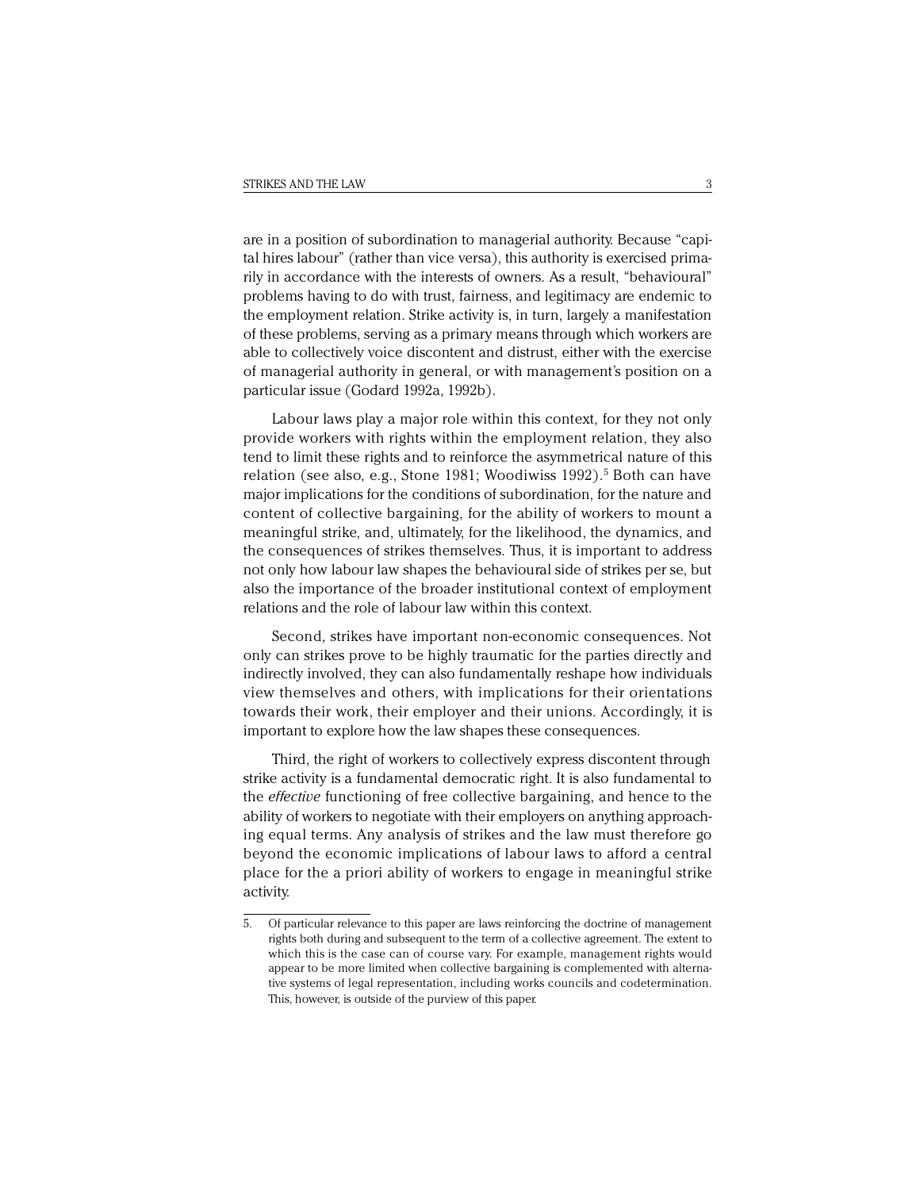are in a position of subordination to managerial authority. Because "capital hires labour" (rather than vice versa), this authority is exercised primarily in accordance with the interests of owners. As a result, "behavioural" problems having to do with trust, fairness, and legitimacy are endemic to the employment relation. Strike activity is, in turn, largely a manifestation of these problems, serving as a primary means through which workers are able to collectively voice discontent and distrust, either with the exercise of managerial authority in general, or with management's position on a particular issue (Godard 1992a, 1992b).

Labour laws play a major role within this context, for they not only provide workers with rights within the employment relation, they also tend to limit these rights and to reinforce the asymmetrical nature of this relation (see also, e.g., Stone 1981; Woodiwiss 1992).[5] Both can have major implications for the conditions of subordination, for the nature and content of collective bargaining, for the ability of workers to mount a meaningful strike, and, ultimately, for the likelihood, the dynamics, and the consequences of strikes themselves. Thus, it is important to address not only how labour law shapes the behavioural side of strikes per se, but also the importance of the broader institutional context of employment relations and the role of labour law within this context.

Second, strikes have important non-economic consequences. Not only can strikes prove to be highly traumatic for the parties directly and indirectly involved, they can also fundamentally reshape how individuals view themselves and others, with implications for their orientations towards their work, their employer and their unions. Accordingly, it is important to explore how the law shapes these consequences.

Third, the right of workers to collectively express discontent through strike activity is a fundamental democratic right. It is also fundamental to the *effective* functioning of free collective bargaining, and hence to the ability of workers to negotiate with their employers on anything approaching equal terms. Any analysis of strikes and the law must therefore go beyond the economic implications of labour laws to afford a central place for the a priori ability of workers to engage in meaningful strike activity.

5. Of particular relevance to this paper are laws reinforcing the doctrine of management rights both during and subsequent to the term of a collective agreement. The extent to which this is the case can of course vary. For example, management rights would appear to be more limited when collective bargaining is complemented with alternative systems of legal representation, including works councils and codetermination. This, however, is outside of the purview of this paper.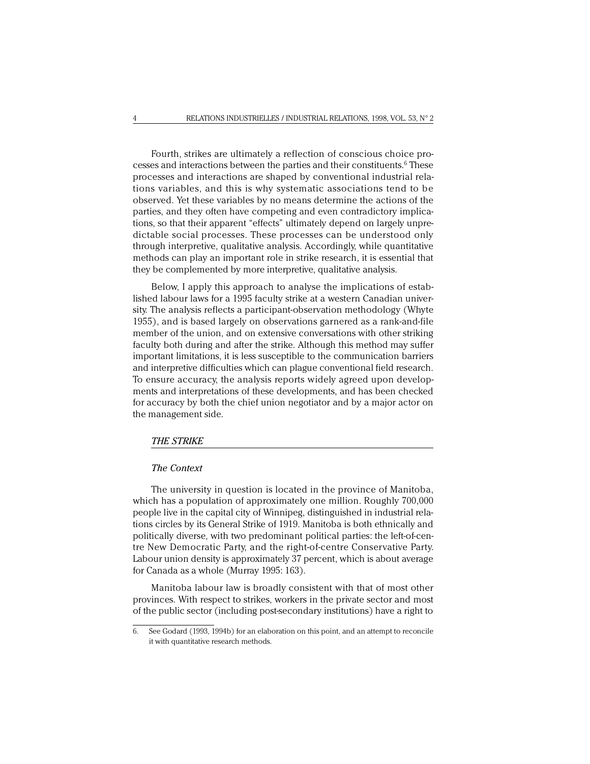Fourth, strikes are ultimately a reflection of conscious choice processes and interactions between the parties and their constituents.[6] These processes and interactions are shaped by conventional industrial relations variables, and this is why systematic associations tend to be observed. Yet these variables by no means determine the actions of the parties, and they often have competing and even contradictory implications, so that their apparent "effects" ultimately depend on largely unpredictable social processes. These processes can be understood only through interpretive, qualitative analysis. Accordingly, while quantitative methods can play an important role in strike research, it is essential that they be complemented by more interpretive, qualitative analysis.

Below, I apply this approach to analyse the implications of established labour laws for a 1995 faculty strike at a western Canadian university. The analysis reflects a participant-observation methodology (Whyte 1955), and is based largely on observations garnered as a rank-and-file member of the union, and on extensive conversations with other striking faculty both during and after the strike. Although this method may suffer important limitations, it is less susceptible to the communication barriers and interpretive difficulties which can plague conventional field research. To ensure accuracy, the analysis reports widely agreed upon developments and interpretations of these developments, and has been checked for accuracy by both the chief union negotiator and by a major actor on the management side.

## *THE STRIKE*

### *The Context*

The university in question is located in the province of Manitoba, which has a population of approximately one million. Roughly 700,000 people live in the capital city of Winnipeg, distinguished in industrial relations circles by its General Strike of 1919. Manitoba is both ethnically and politically diverse, with two predominant political parties: the left-of-centre New Democratic Party, and the right-of-centre Conservative Party. Labour union density is approximately 37 percent, which is about average for Canada as a whole (Murray 1995: 163).

Manitoba labour law is broadly consistent with that of most other provinces. With respect to strikes, workers in the private sector and most of the public sector (including post-secondary institutions) have a right to

---

6. See Godard (1993, 1994b) for an elaboration on this point, and an attempt to reconcile it with quantitative research methods.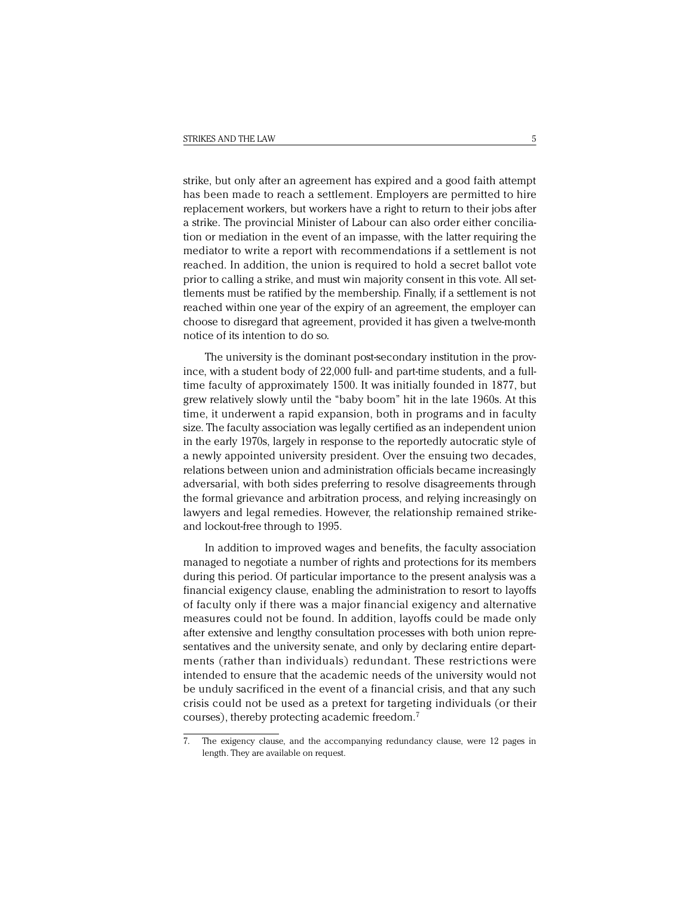strike, but only after an agreement has expired and a good faith attempt has been made to reach a settlement. Employers are permitted to hire replacement workers, but workers have a right to return to their jobs after a strike. The provincial Minister of Labour can also order either conciliation or mediation in the event of an impasse, with the latter requiring the mediator to write a report with recommendations if a settlement is not reached. In addition, the union is required to hold a secret ballot vote prior to calling a strike, and must win majority consent in this vote. All settlements must be ratified by the membership. Finally, if a settlement is not reached within one year of the expiry of an agreement, the employer can choose to disregard that agreement, provided it has given a twelve-month notice of its intention to do so.

The university is the dominant post-secondary institution in the province, with a student body of 22,000 full- and part-time students, and a full-time faculty of approximately 1500. It was initially founded in 1877, but grew relatively slowly until the "baby boom" hit in the late 1960s. At this time, it underwent a rapid expansion, both in programs and in faculty size. The faculty association was legally certified as an independent union in the early 1970s, largely in response to the reportedly autocratic style of a newly appointed university president. Over the ensuing two decades, relations between union and administration officials became increasingly adversarial, with both sides preferring to resolve disagreements through the formal grievance and arbitration process, and relying increasingly on lawyers and legal remedies. However, the relationship remained strike- and lockout-free through to 1995.

In addition to improved wages and benefits, the faculty association managed to negotiate a number of rights and protections for its members during this period. Of particular importance to the present analysis was a financial exigency clause, enabling the administration to resort to layoffs of faculty only if there was a major financial exigency and alternative measures could not be found. In addition, layoffs could be made only after extensive and lengthy consultation processes with both union representatives and the university senate, and only by declaring entire departments (rather than individuals) redundant. These restrictions were intended to ensure that the academic needs of the university would not be unduly sacrificed in the event of a financial crisis, and that any such crisis could not be used as a pretext for targeting individuals (or their courses), thereby protecting academic freedom.[7]

7. The exigency clause, and the accompanying redundancy clause, were 12 pages in length. They are available on request.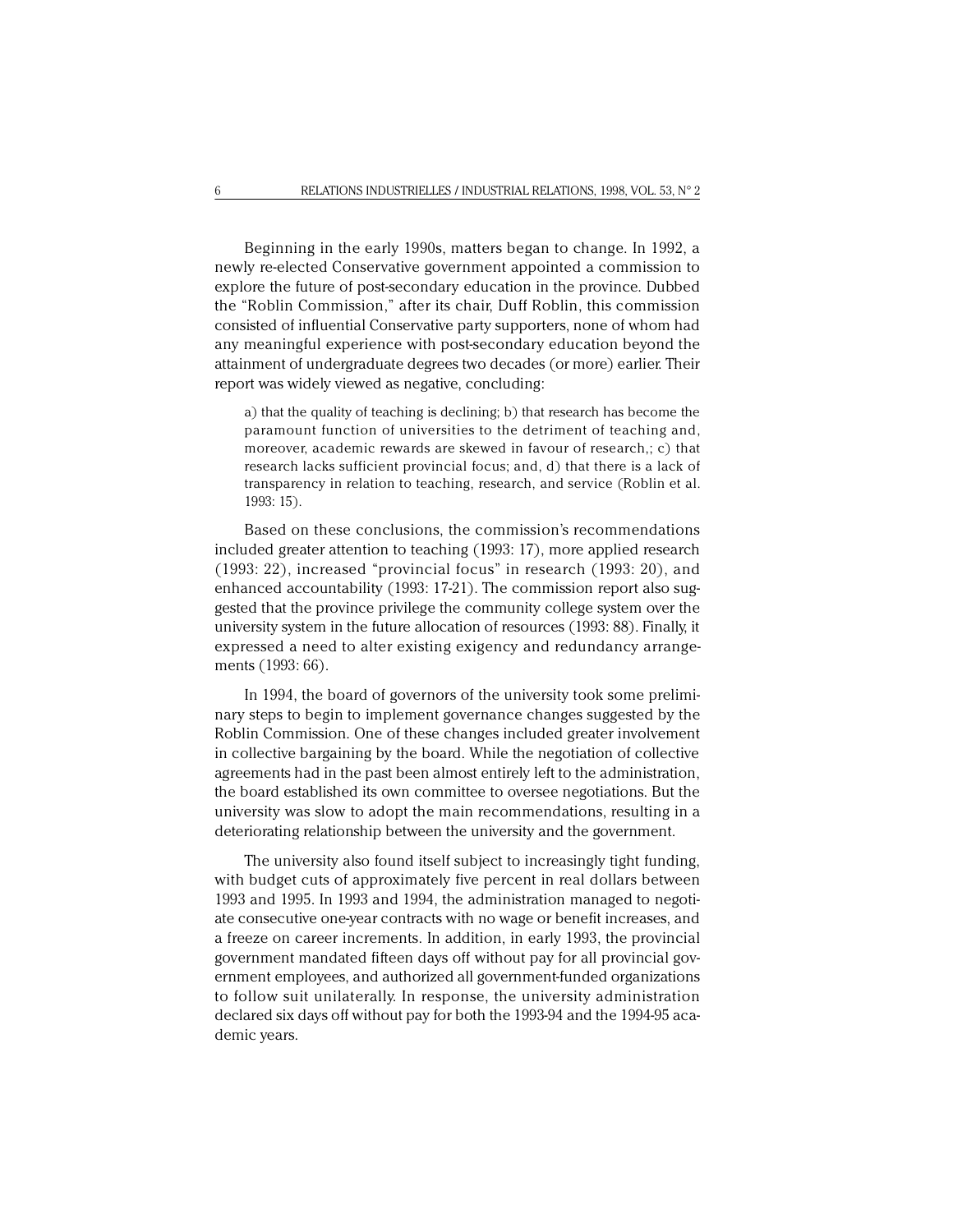Beginning in the early 1990s, matters began to change. In 1992, a newly re-elected Conservative government appointed a commission to explore the future of post-secondary education in the province. Dubbed the "Roblin Commission," after its chair, Duff Roblin, this commission consisted of influential Conservative party supporters, none of whom had any meaningful experience with post-secondary education beyond the attainment of undergraduate degrees two decades (or more) earlier. Their report was widely viewed as negative, concluding:

> a) that the quality of teaching is declining; b) that research has become the paramount function of universities to the detriment of teaching and, moreover, academic rewards are skewed in favour of research,; c) that research lacks sufficient provincial focus; and, d) that there is a lack of transparency in relation to teaching, research, and service (Roblin et al. 1993: 15).

Based on these conclusions, the commission's recommendations included greater attention to teaching (1993: 17), more applied research (1993: 22), increased "provincial focus" in research (1993: 20), and enhanced accountability (1993: 17-21). The commission report also suggested that the province privilege the community college system over the university system in the future allocation of resources (1993: 88). Finally, it expressed a need to alter existing exigency and redundancy arrangements (1993: 66).

In 1994, the board of governors of the university took some preliminary steps to begin to implement governance changes suggested by the Roblin Commission. One of these changes included greater involvement in collective bargaining by the board. While the negotiation of collective agreements had in the past been almost entirely left to the administration, the board established its own committee to oversee negotiations. But the university was slow to adopt the main recommendations, resulting in a deteriorating relationship between the university and the government.

The university also found itself subject to increasingly tight funding, with budget cuts of approximately five percent in real dollars between 1993 and 1995. In 1993 and 1994, the administration managed to negotiate consecutive one-year contracts with no wage or benefit increases, and a freeze on career increments. In addition, in early 1993, the provincial government mandated fifteen days off without pay for all provincial government employees, and authorized all government-funded organizations to follow suit unilaterally. In response, the university administration declared six days off without pay for both the 1993-94 and the 1994-95 academic years.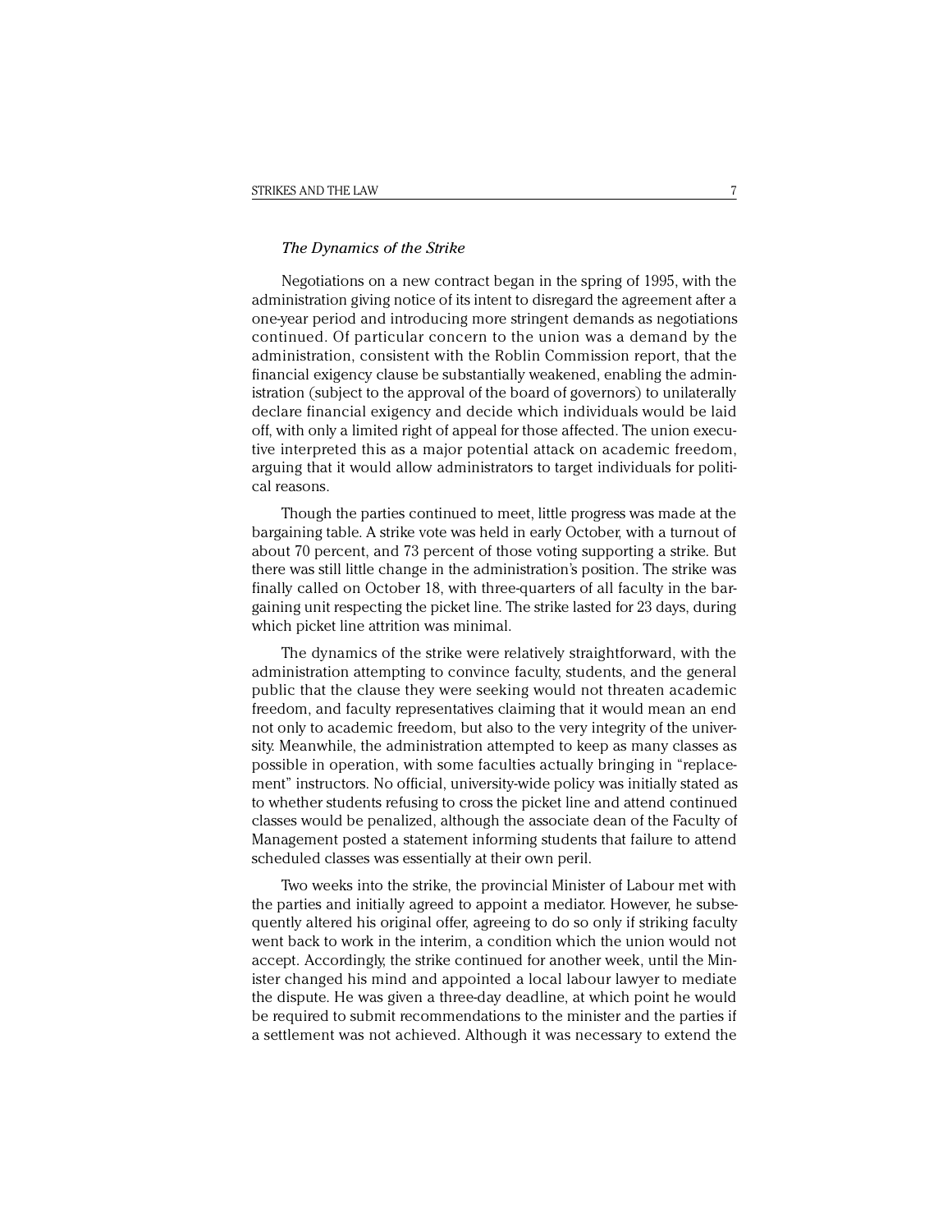### *The Dynamics of the Strike*

Negotiations on a new contract began in the spring of 1995, with the administration giving notice of its intent to disregard the agreement after a one-year period and introducing more stringent demands as negotiations continued. Of particular concern to the union was a demand by the administration, consistent with the Roblin Commission report, that the financial exigency clause be substantially weakened, enabling the administration (subject to the approval of the board of governors) to unilaterally declare financial exigency and decide which individuals would be laid off, with only a limited right of appeal for those affected. The union executive interpreted this as a major potential attack on academic freedom, arguing that it would allow administrators to target individuals for political reasons.

Though the parties continued to meet, little progress was made at the bargaining table. A strike vote was held in early October, with a turnout of about 70 percent, and 73 percent of those voting supporting a strike. But there was still little change in the administration's position. The strike was finally called on October 18, with three-quarters of all faculty in the bargaining unit respecting the picket line. The strike lasted for 23 days, during which picket line attrition was minimal.

The dynamics of the strike were relatively straightforward, with the administration attempting to convince faculty, students, and the general public that the clause they were seeking would not threaten academic freedom, and faculty representatives claiming that it would mean an end not only to academic freedom, but also to the very integrity of the university. Meanwhile, the administration attempted to keep as many classes as possible in operation, with some faculties actually bringing in "replacement" instructors. No official, university-wide policy was initially stated as to whether students refusing to cross the picket line and attend continued classes would be penalized, although the associate dean of the Faculty of Management posted a statement informing students that failure to attend scheduled classes was essentially at their own peril.

Two weeks into the strike, the provincial Minister of Labour met with the parties and initially agreed to appoint a mediator. However, he subsequently altered his original offer, agreeing to do so only if striking faculty went back to work in the interim, a condition which the union would not accept. Accordingly, the strike continued for another week, until the Minister changed his mind and appointed a local labour lawyer to mediate the dispute. He was given a three-day deadline, at which point he would be required to submit recommendations to the minister and the parties if a settlement was not achieved. Although it was necessary to extend the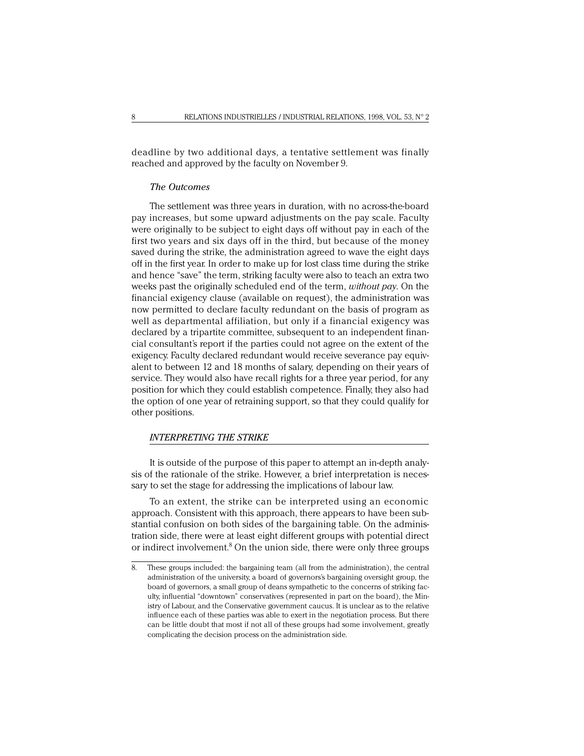deadline by two additional days, a tentative settlement was finally reached and approved by the faculty on November 9.

### *The Outcomes*

The settlement was three years in duration, with no across-the-board pay increases, but some upward adjustments on the pay scale. Faculty were originally to be subject to eight days off without pay in each of the first two years and six days off in the third, but because of the money saved during the strike, the administration agreed to wave the eight days off in the first year. In order to make up for lost class time during the strike and hence "save" the term, striking faculty were also to teach an extra two weeks past the originally scheduled end of the term, *without pay*. On the financial exigency clause (available on request), the administration was now permitted to declare faculty redundant on the basis of program as well as departmental affiliation, but only if a financial exigency was declared by a tripartite committee, subsequent to an independent financial consultant's report if the parties could not agree on the extent of the exigency. Faculty declared redundant would receive severance pay equivalent to between 12 and 18 months of salary, depending on their years of service. They would also have recall rights for a three year period, for any position for which they could establish competence. Finally, they also had the option of one year of retraining support, so that they could qualify for other positions.

## *INTERPRETING THE STRIKE*

It is outside of the purpose of this paper to attempt an in-depth analysis of the rationale of the strike. However, a brief interpretation is necessary to set the stage for addressing the implications of labour law.

To an extent, the strike can be interpreted using an economic approach. Consistent with this approach, there appears to have been substantial confusion on both sides of the bargaining table. On the administration side, there were at least eight different groups with potential direct or indirect involvement.[8] On the union side, there were only three groups

8. These groups included: the bargaining team (all from the administration), the central administration of the university, a board of governors's bargaining oversight group, the board of governors, a small group of deans sympathetic to the concerns of striking faculty, influential "downtown" conservatives (represented in part on the board), the Ministry of Labour, and the Conservative government caucus. It is unclear as to the relative influence each of these parties was able to exert in the negotiation process. But there can be little doubt that most if not all of these groups had some involvement, greatly complicating the decision process on the administration side.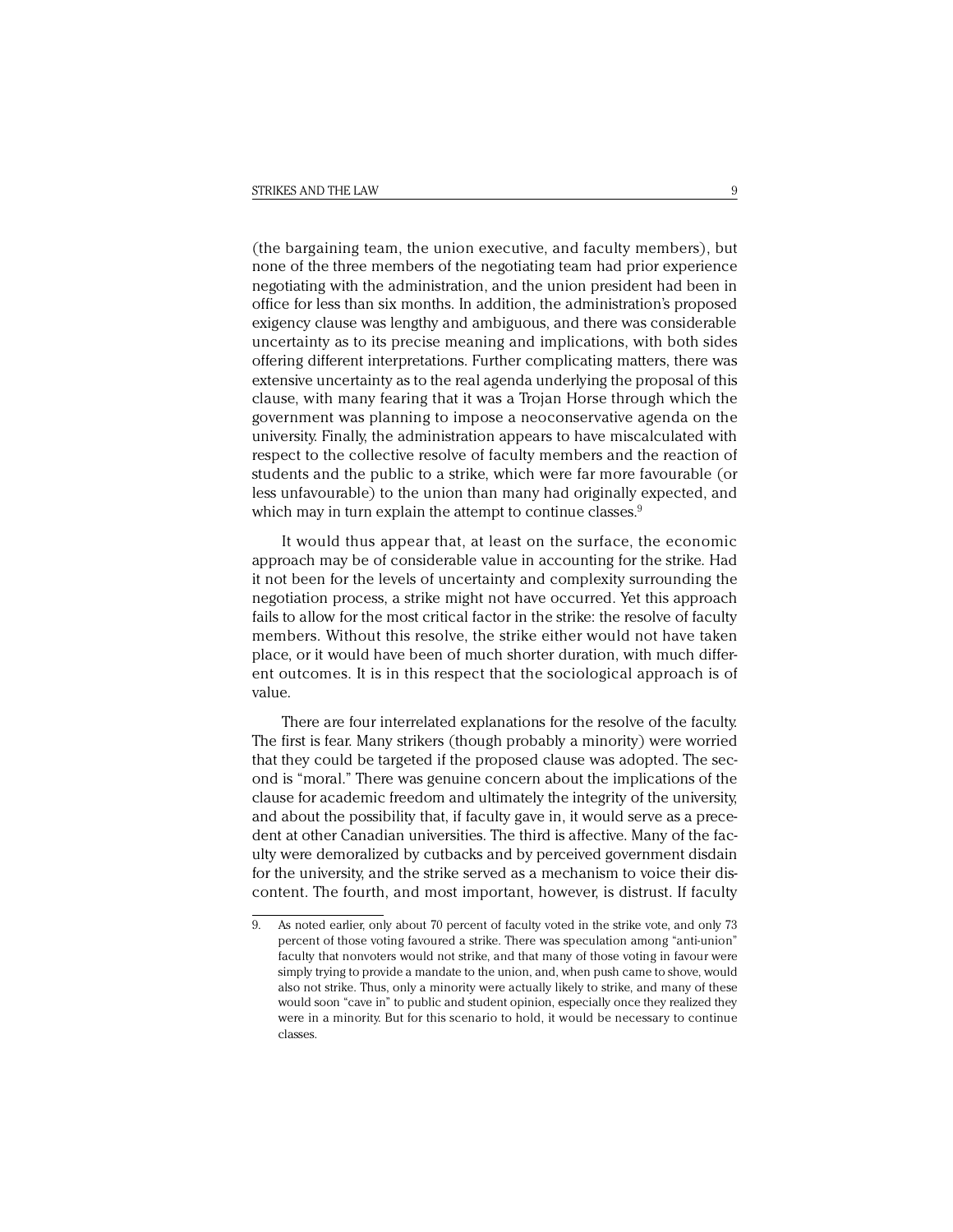(the bargaining team, the union executive, and faculty members), but none of the three members of the negotiating team had prior experience negotiating with the administration, and the union president had been in office for less than six months. In addition, the administration's proposed exigency clause was lengthy and ambiguous, and there was considerable uncertainty as to its precise meaning and implications, with both sides offering different interpretations. Further complicating matters, there was extensive uncertainty as to the real agenda underlying the proposal of this clause, with many fearing that it was a Trojan Horse through which the government was planning to impose a neoconservative agenda on the university. Finally, the administration appears to have miscalculated with respect to the collective resolve of faculty members and the reaction of students and the public to a strike, which were far more favourable (or less unfavourable) to the union than many had originally expected, and which may in turn explain the attempt to continue classes.[9]

It would thus appear that, at least on the surface, the economic approach may be of considerable value in accounting for the strike. Had it not been for the levels of uncertainty and complexity surrounding the negotiation process, a strike might not have occurred. Yet this approach fails to allow for the most critical factor in the strike: the resolve of faculty members. Without this resolve, the strike either would not have taken place, or it would have been of much shorter duration, with much different outcomes. It is in this respect that the sociological approach is of value.

There are four interrelated explanations for the resolve of the faculty. The first is fear. Many strikers (though probably a minority) were worried that they could be targeted if the proposed clause was adopted. The second is "moral." There was genuine concern about the implications of the clause for academic freedom and ultimately the integrity of the university, and about the possibility that, if faculty gave in, it would serve as a precedent at other Canadian universities. The third is affective. Many of the faculty were demoralized by cutbacks and by perceived government disdain for the university, and the strike served as a mechanism to voice their discontent. The fourth, and most important, however, is distrust. If faculty

9. As noted earlier, only about 70 percent of faculty voted in the strike vote, and only 73 percent of those voting favoured a strike. There was speculation among "anti-union" faculty that nonvoters would not strike, and that many of those voting in favour were simply trying to provide a mandate to the union, and, when push came to shove, would also not strike. Thus, only a minority were actually likely to strike, and many of these would soon "cave in" to public and student opinion, especially once they realized they were in a minority. But for this scenario to hold, it would be necessary to continue classes.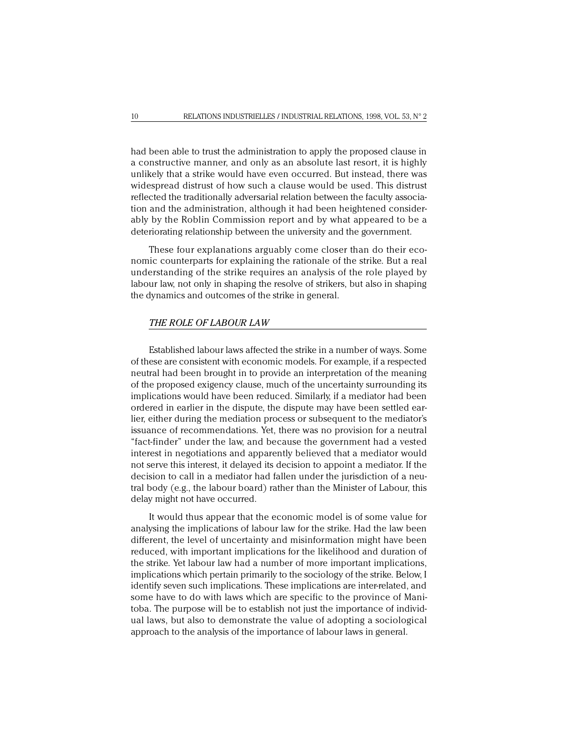had been able to trust the administration to apply the proposed clause in a constructive manner, and only as an absolute last resort, it is highly unlikely that a strike would have even occurred. But instead, there was widespread distrust of how such a clause would be used. This distrust reflected the traditionally adversarial relation between the faculty association and the administration, although it had been heightened considerably by the Roblin Commission report and by what appeared to be a deteriorating relationship between the university and the government.

These four explanations arguably come closer than do their economic counterparts for explaining the rationale of the strike. But a real understanding of the strike requires an analysis of the role played by labour law, not only in shaping the resolve of strikers, but also in shaping the dynamics and outcomes of the strike in general.

## *THE ROLE OF LABOUR LAW*

Established labour laws affected the strike in a number of ways. Some of these are consistent with economic models. For example, if a respected neutral had been brought in to provide an interpretation of the meaning of the proposed exigency clause, much of the uncertainty surrounding its implications would have been reduced. Similarly, if a mediator had been ordered in earlier in the dispute, the dispute may have been settled earlier, either during the mediation process or subsequent to the mediator's issuance of recommendations. Yet, there was no provision for a neutral "fact-finder" under the law, and because the government had a vested interest in negotiations and apparently believed that a mediator would not serve this interest, it delayed its decision to appoint a mediator. If the decision to call in a mediator had fallen under the jurisdiction of a neutral body (e.g., the labour board) rather than the Minister of Labour, this delay might not have occurred.

It would thus appear that the economic model is of some value for analysing the implications of labour law for the strike. Had the law been different, the level of uncertainty and misinformation might have been reduced, with important implications for the likelihood and duration of the strike. Yet labour law had a number of more important implications, implications which pertain primarily to the sociology of the strike. Below, I identify seven such implications. These implications are inter-related, and some have to do with laws which are specific to the province of Manitoba. The purpose will be to establish not just the importance of individual laws, but also to demonstrate the value of adopting a sociological approach to the analysis of the importance of labour laws in general.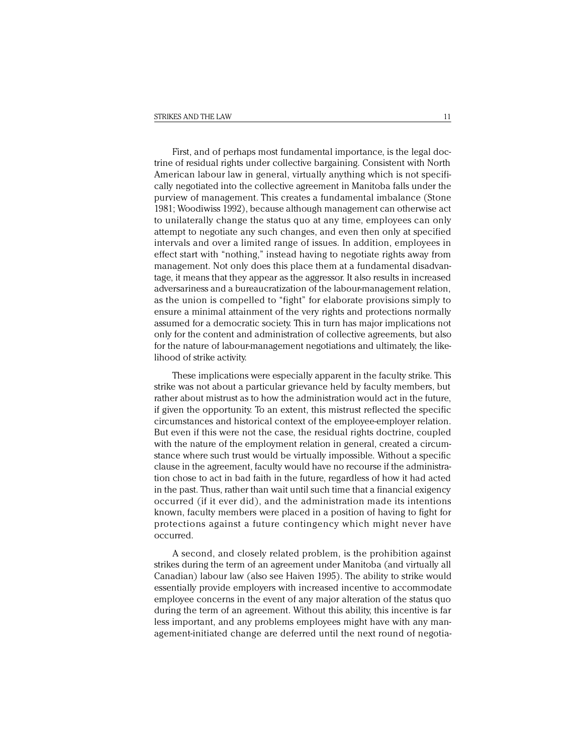First, and of perhaps most fundamental importance, is the legal doctrine of residual rights under collective bargaining. Consistent with North American labour law in general, virtually anything which is not specifically negotiated into the collective agreement in Manitoba falls under the purview of management. This creates a fundamental imbalance (Stone 1981; Woodiwiss 1992), because although management can otherwise act to unilaterally change the status quo at any time, employees can only attempt to negotiate any such changes, and even then only at specified intervals and over a limited range of issues. In addition, employees in effect start with "nothing," instead having to negotiate rights away from management. Not only does this place them at a fundamental disadvantage, it means that they appear as the aggressor. It also results in increased adversariness and a bureaucratization of the labour-management relation, as the union is compelled to "fight" for elaborate provisions simply to ensure a minimal attainment of the very rights and protections normally assumed for a democratic society. This in turn has major implications not only for the content and administration of collective agreements, but also for the nature of labour-management negotiations and ultimately, the likelihood of strike activity.

These implications were especially apparent in the faculty strike. This strike was not about a particular grievance held by faculty members, but rather about mistrust as to how the administration would act in the future, if given the opportunity. To an extent, this mistrust reflected the specific circumstances and historical context of the employee-employer relation. But even if this were not the case, the residual rights doctrine, coupled with the nature of the employment relation in general, created a circumstance where such trust would be virtually impossible. Without a specific clause in the agreement, faculty would have no recourse if the administration chose to act in bad faith in the future, regardless of how it had acted in the past. Thus, rather than wait until such time that a financial exigency occurred (if it ever did), and the administration made its intentions known, faculty members were placed in a position of having to fight for protections against a future contingency which might never have occurred.

A second, and closely related problem, is the prohibition against strikes during the term of an agreement under Manitoba (and virtually all Canadian) labour law (also see Haiven 1995). The ability to strike would essentially provide employers with increased incentive to accommodate employee concerns in the event of any major alteration of the status quo during the term of an agreement. Without this ability, this incentive is far less important, and any problems employees might have with any management-initiated change are deferred until the next round of negotia-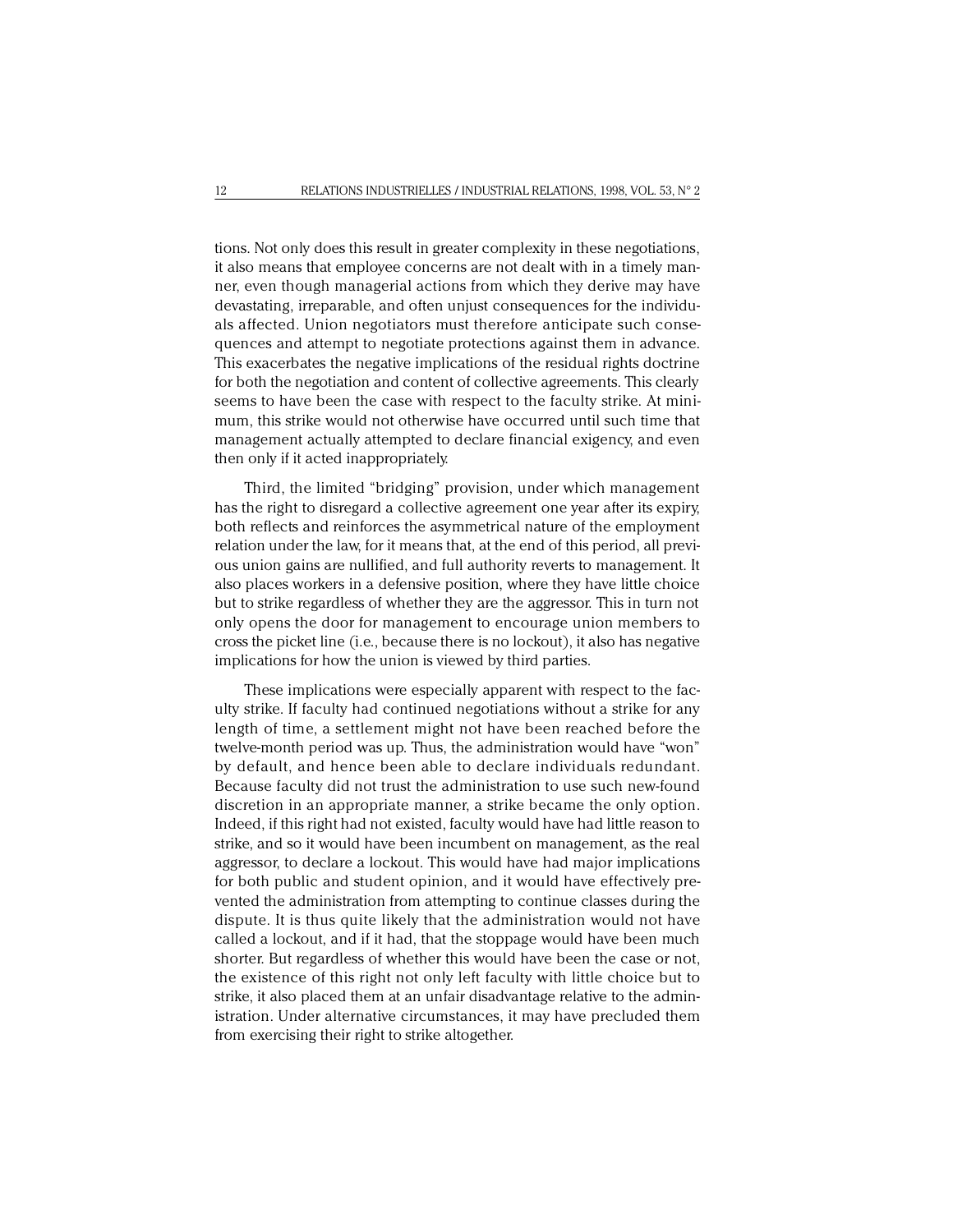tions. Not only does this result in greater complexity in these negotiations, it also means that employee concerns are not dealt with in a timely manner, even though managerial actions from which they derive may have devastating, irreparable, and often unjust consequences for the individuals affected. Union negotiators must therefore anticipate such consequences and attempt to negotiate protections against them in advance. This exacerbates the negative implications of the residual rights doctrine for both the negotiation and content of collective agreements. This clearly seems to have been the case with respect to the faculty strike. At minimum, this strike would not otherwise have occurred until such time that management actually attempted to declare financial exigency, and even then only if it acted inappropriately.

Third, the limited "bridging" provision, under which management has the right to disregard a collective agreement one year after its expiry, both reflects and reinforces the asymmetrical nature of the employment relation under the law, for it means that, at the end of this period, all previous union gains are nullified, and full authority reverts to management. It also places workers in a defensive position, where they have little choice but to strike regardless of whether they are the aggressor. This in turn not only opens the door for management to encourage union members to cross the picket line (i.e., because there is no lockout), it also has negative implications for how the union is viewed by third parties.

These implications were especially apparent with respect to the faculty strike. If faculty had continued negotiations without a strike for any length of time, a settlement might not have been reached before the twelve-month period was up. Thus, the administration would have "won" by default, and hence been able to declare individuals redundant. Because faculty did not trust the administration to use such new-found discretion in an appropriate manner, a strike became the only option. Indeed, if this right had not existed, faculty would have had little reason to strike, and so it would have been incumbent on management, as the real aggressor, to declare a lockout. This would have had major implications for both public and student opinion, and it would have effectively prevented the administration from attempting to continue classes during the dispute. It is thus quite likely that the administration would not have called a lockout, and if it had, that the stoppage would have been much shorter. But regardless of whether this would have been the case or not, the existence of this right not only left faculty with little choice but to strike, it also placed them at an unfair disadvantage relative to the administration. Under alternative circumstances, it may have precluded them from exercising their right to strike altogether.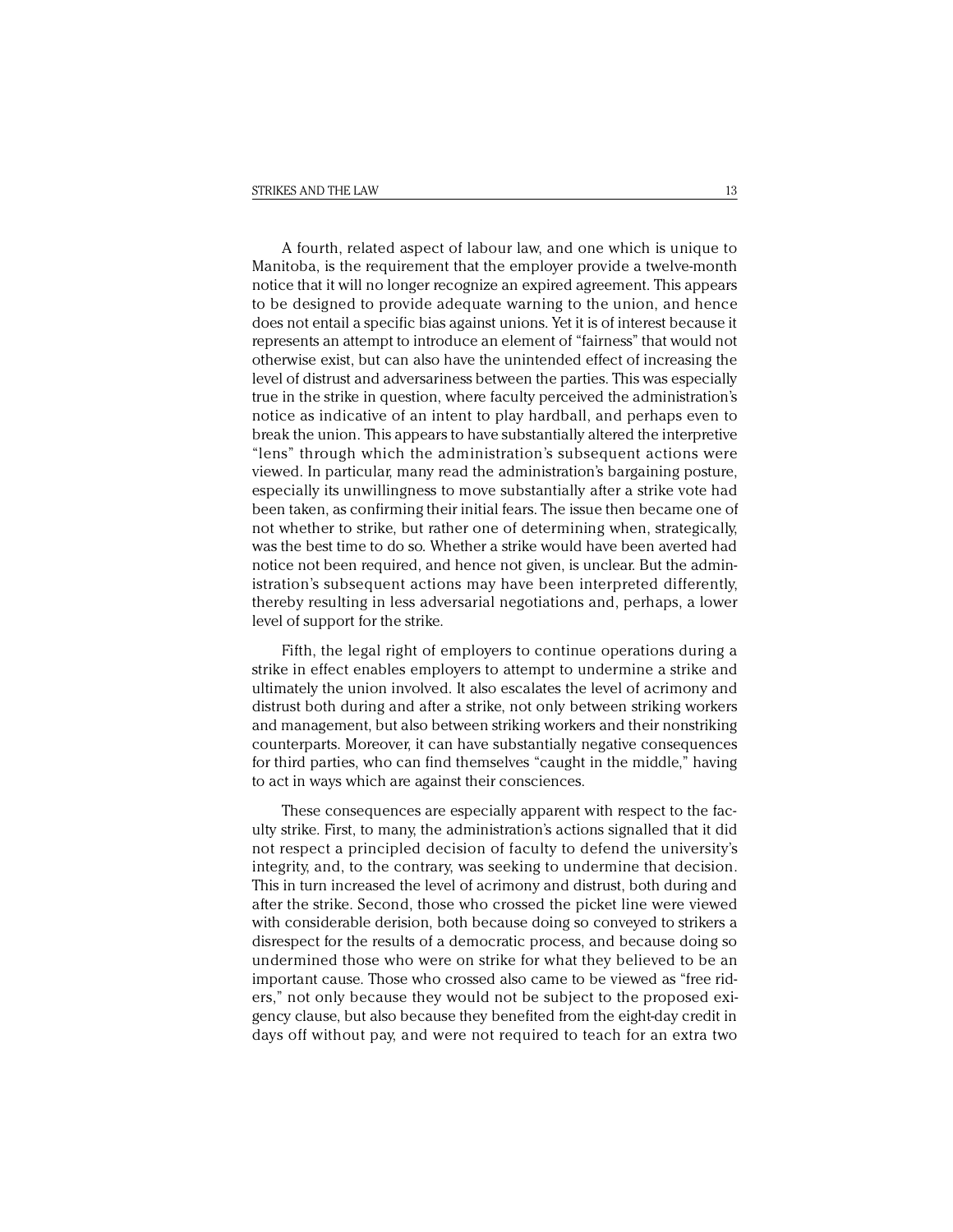A fourth, related aspect of labour law, and one which is unique to Manitoba, is the requirement that the employer provide a twelve-month notice that it will no longer recognize an expired agreement. This appears to be designed to provide adequate warning to the union, and hence does not entail a specific bias against unions. Yet it is of interest because it represents an attempt to introduce an element of "fairness" that would not otherwise exist, but can also have the unintended effect of increasing the level of distrust and adversariness between the parties. This was especially true in the strike in question, where faculty perceived the administration's notice as indicative of an intent to play hardball, and perhaps even to break the union. This appears to have substantially altered the interpretive "lens" through which the administration's subsequent actions were viewed. In particular, many read the administration's bargaining posture, especially its unwillingness to move substantially after a strike vote had been taken, as confirming their initial fears. The issue then became one of not whether to strike, but rather one of determining when, strategically, was the best time to do so. Whether a strike would have been averted had notice not been required, and hence not given, is unclear. But the administration's subsequent actions may have been interpreted differently, thereby resulting in less adversarial negotiations and, perhaps, a lower level of support for the strike.

Fifth, the legal right of employers to continue operations during a strike in effect enables employers to attempt to undermine a strike and ultimately the union involved. It also escalates the level of acrimony and distrust both during and after a strike, not only between striking workers and management, but also between striking workers and their nonstriking counterparts. Moreover, it can have substantially negative consequences for third parties, who can find themselves "caught in the middle," having to act in ways which are against their consciences.

These consequences are especially apparent with respect to the faculty strike. First, to many, the administration's actions signalled that it did not respect a principled decision of faculty to defend the university's integrity, and, to the contrary, was seeking to undermine that decision. This in turn increased the level of acrimony and distrust, both during and after the strike. Second, those who crossed the picket line were viewed with considerable derision, both because doing so conveyed to strikers a disrespect for the results of a democratic process, and because doing so undermined those who were on strike for what they believed to be an important cause. Those who crossed also came to be viewed as "free riders," not only because they would not be subject to the proposed exigency clause, but also because they benefited from the eight-day credit in days off without pay, and were not required to teach for an extra two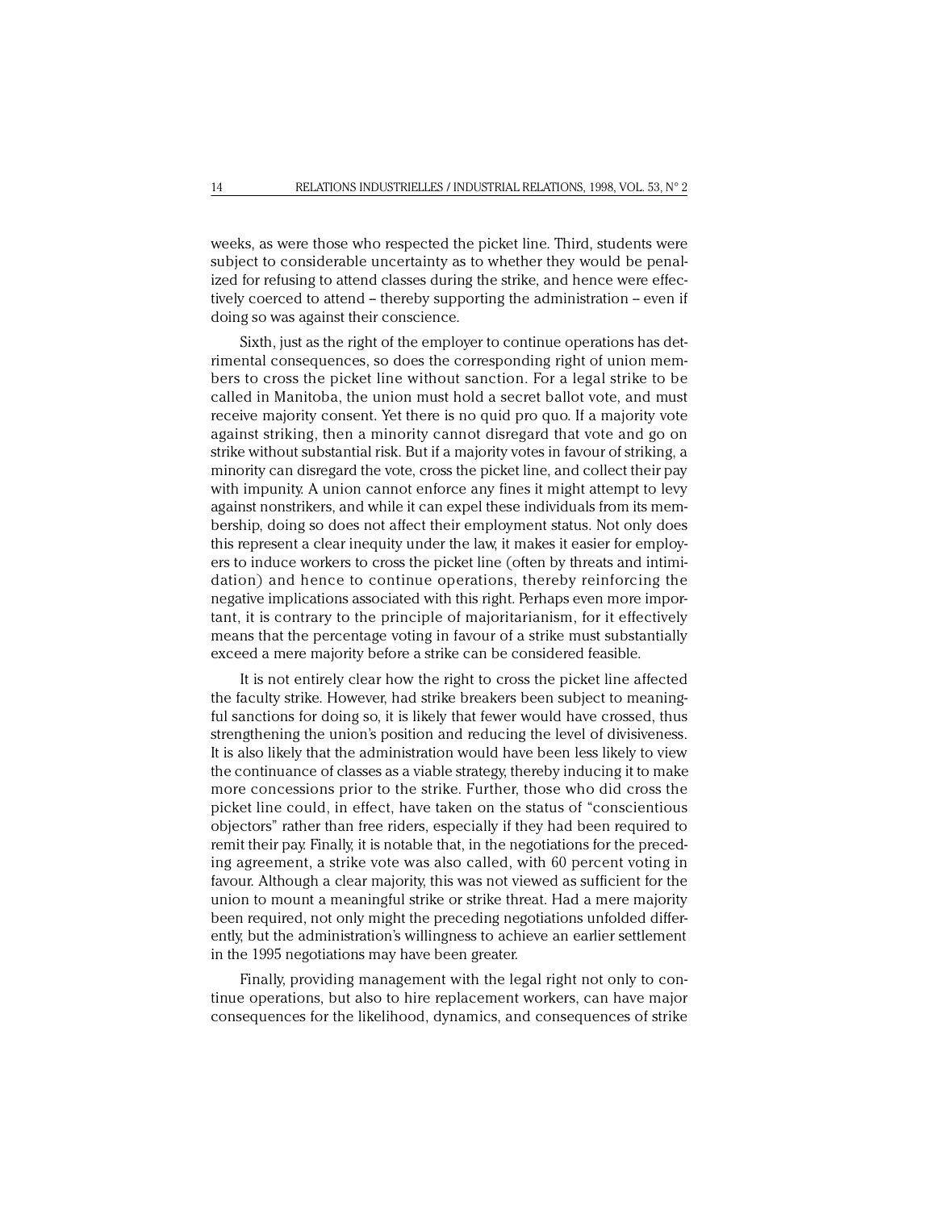weeks, as were those who respected the picket line. Third, students were subject to considerable uncertainty as to whether they would be penalized for refusing to attend classes during the strike, and hence were effectively coerced to attend – thereby supporting the administration – even if doing so was against their conscience.

Sixth, just as the right of the employer to continue operations has detrimental consequences, so does the corresponding right of union members to cross the picket line without sanction. For a legal strike to be called in Manitoba, the union must hold a secret ballot vote, and must receive majority consent. Yet there is no quid pro quo. If a majority vote against striking, then a minority cannot disregard that vote and go on strike without substantial risk. But if a majority votes in favour of striking, a minority can disregard the vote, cross the picket line, and collect their pay with impunity. A union cannot enforce any fines it might attempt to levy against nonstrikers, and while it can expel these individuals from its membership, doing so does not affect their employment status. Not only does this represent a clear inequity under the law, it makes it easier for employers to induce workers to cross the picket line (often by threats and intimidation) and hence to continue operations, thereby reinforcing the negative implications associated with this right. Perhaps even more important, it is contrary to the principle of majoritarianism, for it effectively means that the percentage voting in favour of a strike must substantially exceed a mere majority before a strike can be considered feasible.

It is not entirely clear how the right to cross the picket line affected the faculty strike. However, had strike breakers been subject to meaningful sanctions for doing so, it is likely that fewer would have crossed, thus strengthening the union's position and reducing the level of divisiveness. It is also likely that the administration would have been less likely to view the continuance of classes as a viable strategy, thereby inducing it to make more concessions prior to the strike. Further, those who did cross the picket line could, in effect, have taken on the status of "conscientious objectors" rather than free riders, especially if they had been required to remit their pay. Finally, it is notable that, in the negotiations for the preceding agreement, a strike vote was also called, with 60 percent voting in favour. Although a clear majority, this was not viewed as sufficient for the union to mount a meaningful strike or strike threat. Had a mere majority been required, not only might the preceding negotiations unfolded differently, but the administration's willingness to achieve an earlier settlement in the 1995 negotiations may have been greater.

Finally, providing management with the legal right not only to continue operations, but also to hire replacement workers, can have major consequences for the likelihood, dynamics, and consequences of strike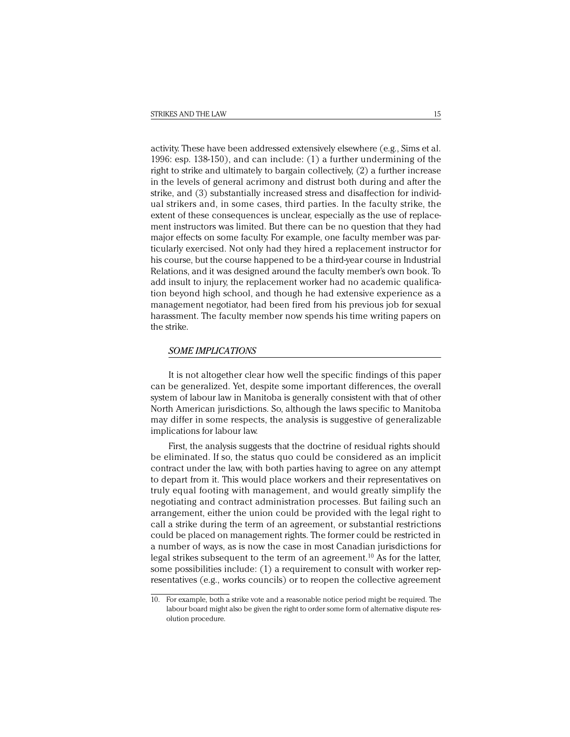activity. These have been addressed extensively elsewhere (e.g., Sims et al. 1996: esp. 138-150), and can include: (1) a further undermining of the right to strike and ultimately to bargain collectively, (2) a further increase in the levels of general acrimony and distrust both during and after the strike, and (3) substantially increased stress and disaffection for individual strikers and, in some cases, third parties. In the faculty strike, the extent of these consequences is unclear, especially as the use of replacement instructors was limited. But there can be no question that they had major effects on some faculty. For example, one faculty member was particularly exercised. Not only had they hired a replacement instructor for his course, but the course happened to be a third-year course in Industrial Relations, and it was designed around the faculty member's own book. To add insult to injury, the replacement worker had no academic qualification beyond high school, and though he had extensive experience as a management negotiator, had been fired from his previous job for sexual harassment. The faculty member now spends his time writing papers on the strike.

### *SOME IMPLICATIONS*

It is not altogether clear how well the specific findings of this paper can be generalized. Yet, despite some important differences, the overall system of labour law in Manitoba is generally consistent with that of other North American jurisdictions. So, although the laws specific to Manitoba may differ in some respects, the analysis is suggestive of generalizable implications for labour law.

First, the analysis suggests that the doctrine of residual rights should be eliminated. If so, the status quo could be considered as an implicit contract under the law, with both parties having to agree on any attempt to depart from it. This would place workers and their representatives on truly equal footing with management, and would greatly simplify the negotiating and contract administration processes. But failing such an arrangement, either the union could be provided with the legal right to call a strike during the term of an agreement, or substantial restrictions could be placed on management rights. The former could be restricted in a number of ways, as is now the case in most Canadian jurisdictions for legal strikes subsequent to the term of an agreement.[10] As for the latter, some possibilities include: (1) a requirement to consult with worker representatives (e.g., works councils) or to reopen the collective agreement

10. For example, both a strike vote and a reasonable notice period might be required. The labour board might also be given the right to order some form of alternative dispute resolution procedure.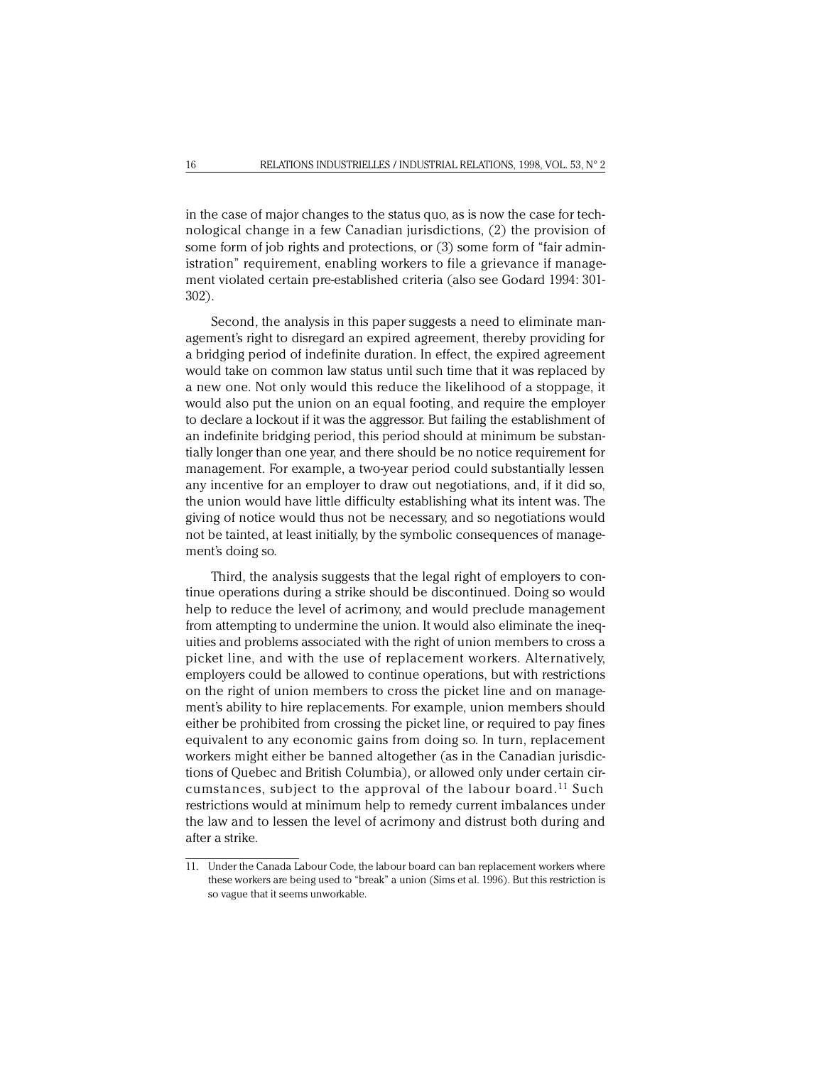in the case of major changes to the status quo, as is now the case for technological change in a few Canadian jurisdictions, (2) the provision of some form of job rights and protections, or (3) some form of "fair administration" requirement, enabling workers to file a grievance if management violated certain pre-established criteria (also see Godard 1994: 301-302).

Second, the analysis in this paper suggests a need to eliminate management's right to disregard an expired agreement, thereby providing for a bridging period of indefinite duration. In effect, the expired agreement would take on common law status until such time that it was replaced by a new one. Not only would this reduce the likelihood of a stoppage, it would also put the union on an equal footing, and require the employer to declare a lockout if it was the aggressor. But failing the establishment of an indefinite bridging period, this period should at minimum be substantially longer than one year, and there should be no notice requirement for management. For example, a two-year period could substantially lessen any incentive for an employer to draw out negotiations, and, if it did so, the union would have little difficulty establishing what its intent was. The giving of notice would thus not be necessary, and so negotiations would not be tainted, at least initially, by the symbolic consequences of management's doing so.

Third, the analysis suggests that the legal right of employers to continue operations during a strike should be discontinued. Doing so would help to reduce the level of acrimony, and would preclude management from attempting to undermine the union. It would also eliminate the inequities and problems associated with the right of union members to cross a picket line, and with the use of replacement workers. Alternatively, employers could be allowed to continue operations, but with restrictions on the right of union members to cross the picket line and on management's ability to hire replacements. For example, union members should either be prohibited from crossing the picket line, or required to pay fines equivalent to any economic gains from doing so. In turn, replacement workers might either be banned altogether (as in the Canadian jurisdictions of Quebec and British Columbia), or allowed only under certain circumstances, subject to the approval of the labour board.[11] Such restrictions would at minimum help to remedy current imbalances under the law and to lessen the level of acrimony and distrust both during and after a strike.

---

11. Under the Canada Labour Code, the labour board can ban replacement workers where these workers are being used to "break" a union (Sims et al. 1996). But this restriction is so vague that it seems unworkable.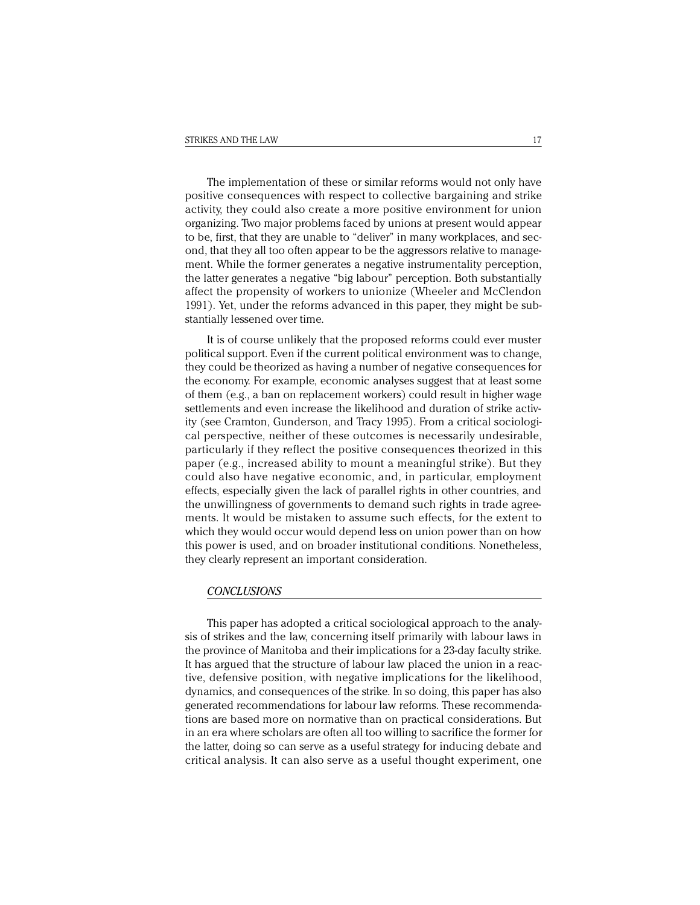The implementation of these or similar reforms would not only have positive consequences with respect to collective bargaining and strike activity, they could also create a more positive environment for union organizing. Two major problems faced by unions at present would appear to be, first, that they are unable to "deliver" in many workplaces, and second, that they all too often appear to be the aggressors relative to management. While the former generates a negative instrumentality perception, the latter generates a negative "big labour" perception. Both substantially affect the propensity of workers to unionize (Wheeler and McClendon 1991). Yet, under the reforms advanced in this paper, they might be substantially lessened over time.

It is of course unlikely that the proposed reforms could ever muster political support. Even if the current political environment was to change, they could be theorized as having a number of negative consequences for the economy. For example, economic analyses suggest that at least some of them (e.g., a ban on replacement workers) could result in higher wage settlements and even increase the likelihood and duration of strike activity (see Cramton, Gunderson, and Tracy 1995). From a critical sociological perspective, neither of these outcomes is necessarily undesirable, particularly if they reflect the positive consequences theorized in this paper (e.g., increased ability to mount a meaningful strike). But they could also have negative economic, and, in particular, employment effects, especially given the lack of parallel rights in other countries, and the unwillingness of governments to demand such rights in trade agreements. It would be mistaken to assume such effects, for the extent to which they would occur would depend less on union power than on how this power is used, and on broader institutional conditions. Nonetheless, they clearly represent an important consideration.

## *CONCLUSIONS*

This paper has adopted a critical sociological approach to the analysis of strikes and the law, concerning itself primarily with labour laws in the province of Manitoba and their implications for a 23-day faculty strike. It has argued that the structure of labour law placed the union in a reactive, defensive position, with negative implications for the likelihood, dynamics, and consequences of the strike. In so doing, this paper has also generated recommendations for labour law reforms. These recommendations are based more on normative than on practical considerations. But in an era where scholars are often all too willing to sacrifice the former for the latter, doing so can serve as a useful strategy for inducing debate and critical analysis. It can also serve as a useful thought experiment, one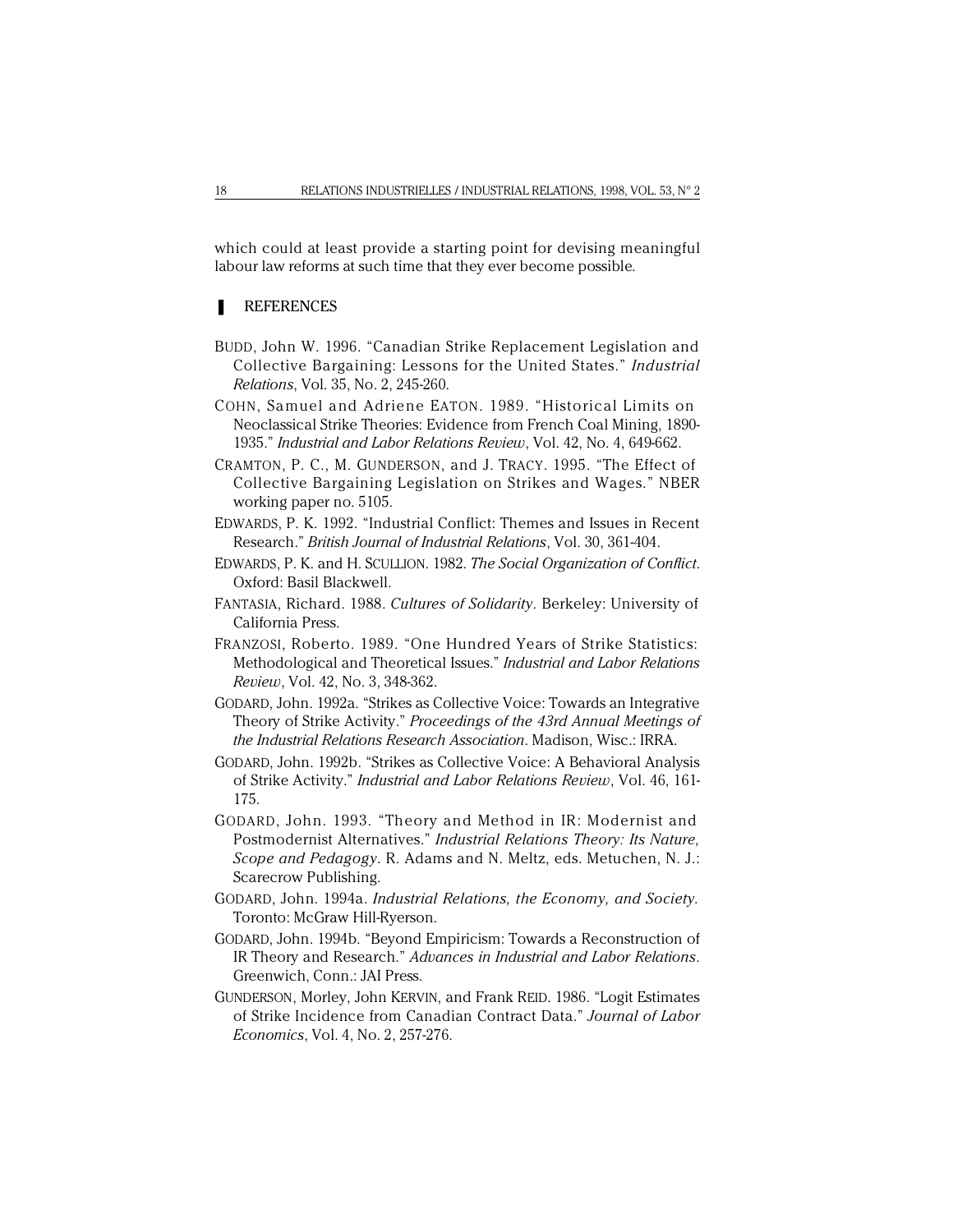which could at least provide a starting point for devising meaningful labour law reforms at such time that they ever become possible.

## REFERENCES

BUDD, John W. 1996. "Canadian Strike Replacement Legislation and Collective Bargaining: Lessons for the United States." *Industrial Relations*, Vol. 35, No. 2, 245-260.

COHN, Samuel and Adriene EATON. 1989. "Historical Limits on Neoclassical Strike Theories: Evidence from French Coal Mining, 1890-1935." *Industrial and Labor Relations Review*, Vol. 42, No. 4, 649-662.

CRAMTON, P. C., M. GUNDERSON, and J. TRACY. 1995. "The Effect of Collective Bargaining Legislation on Strikes and Wages." NBER working paper no. 5105.

EDWARDS, P. K. 1992. "Industrial Conflict: Themes and Issues in Recent Research." *British Journal of Industrial Relations*, Vol. 30, 361-404.

EDWARDS, P. K. and H. SCULLION. 1982. *The Social Organization of Conflict*. Oxford: Basil Blackwell.

FANTASIA, Richard. 1988. *Cultures of Solidarity*. Berkeley: University of California Press.

FRANZOSI, Roberto. 1989. "One Hundred Years of Strike Statistics: Methodological and Theoretical Issues." *Industrial and Labor Relations Review*, Vol. 42, No. 3, 348-362.

GODARD, John. 1992a. "Strikes as Collective Voice: Towards an Integrative Theory of Strike Activity." *Proceedings of the 43rd Annual Meetings of the Industrial Relations Research Association*. Madison, Wisc.: IRRA.

GODARD, John. 1992b. "Strikes as Collective Voice: A Behavioral Analysis of Strike Activity." *Industrial and Labor Relations Review*, Vol. 46, 161-175.

GODARD, John. 1993. "Theory and Method in IR: Modernist and Postmodernist Alternatives." *Industrial Relations Theory: Its Nature, Scope and Pedagogy*. R. Adams and N. Meltz, eds. Metuchen, N. J.: Scarecrow Publishing.

GODARD, John. 1994a. *Industrial Relations, the Economy, and Society*. Toronto: McGraw Hill-Ryerson.

GODARD, John. 1994b. "Beyond Empiricism: Towards a Reconstruction of IR Theory and Research." *Advances in Industrial and Labor Relations*. Greenwich, Conn.: JAI Press.

GUNDERSON, Morley, John KERVIN, and Frank REID. 1986. "Logit Estimates of Strike Incidence from Canadian Contract Data." *Journal of Labor Economics*, Vol. 4, No. 2, 257-276.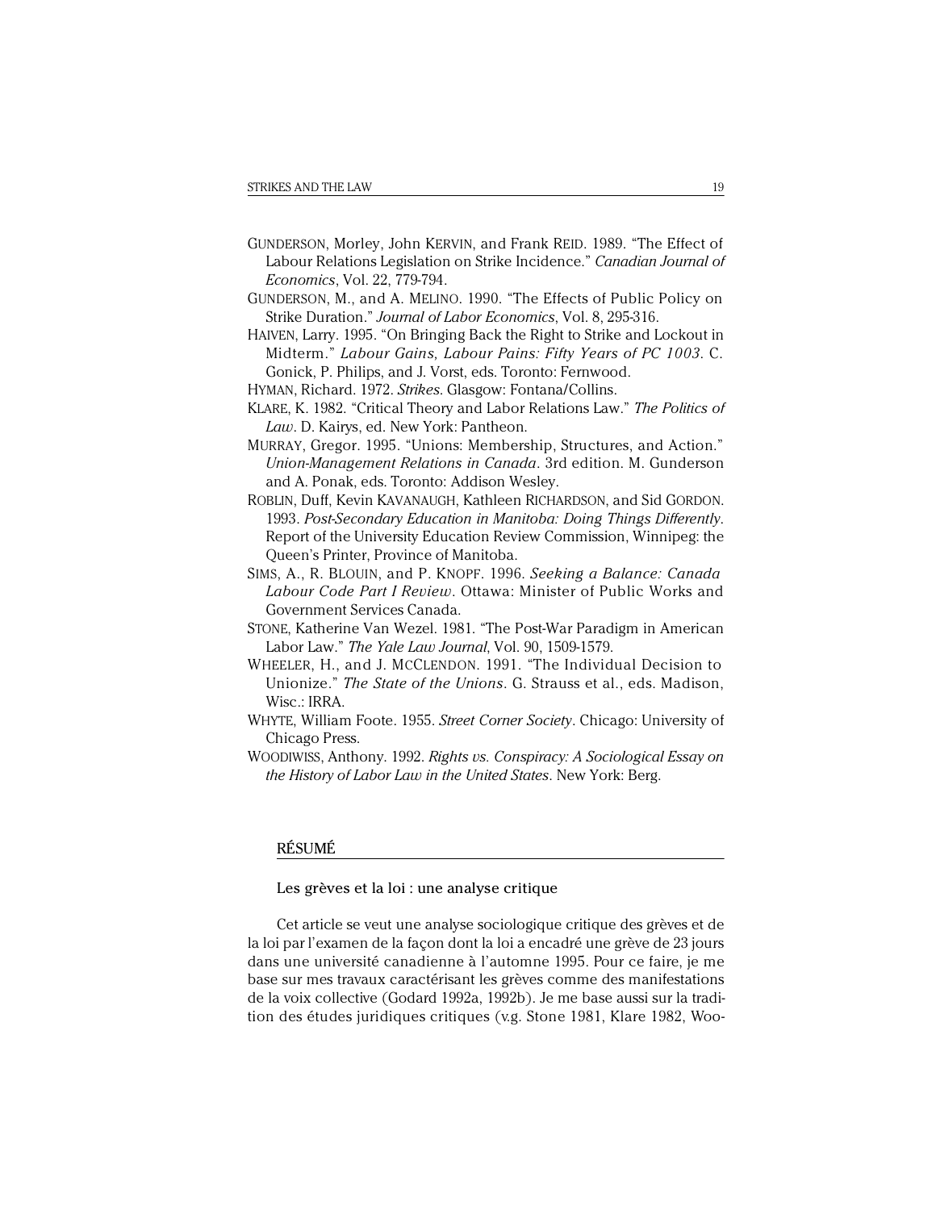GUNDERSON, Morley, John KERVIN, and Frank REID. 1989. "The Effect of Labour Relations Legislation on Strike Incidence." *Canadian Journal of Economics*, Vol. 22, 779-794.

GUNDERSON, M., and A. MELINO. 1990. "The Effects of Public Policy on Strike Duration." *Journal of Labor Economics*, Vol. 8, 295-316.

HAIVEN, Larry. 1995. "On Bringing Back the Right to Strike and Lockout in Midterm." *Labour Gains, Labour Pains: Fifty Years of PC 1003*. C. Gonick, P. Philips, and J. Vorst, eds. Toronto: Fernwood.

HYMAN, Richard. 1972. *Strikes*. Glasgow: Fontana/Collins.

KLARE, K. 1982. "Critical Theory and Labor Relations Law." *The Politics of Law*. D. Kairys, ed. New York: Pantheon.

MURRAY, Gregor. 1995. "Unions: Membership, Structures, and Action." *Union-Management Relations in Canada*. 3rd edition. M. Gunderson and A. Ponak, eds. Toronto: Addison Wesley.

ROBLIN, Duff, Kevin KAVANAUGH, Kathleen RICHARDSON, and Sid GORDON. 1993. *Post-Secondary Education in Manitoba: Doing Things Differently*. Report of the University Education Review Commission, Winnipeg: the Queen's Printer, Province of Manitoba.

SIMS, A., R. BLOUIN, and P. KNOPF. 1996. *Seeking a Balance: Canada Labour Code Part I Review*. Ottawa: Minister of Public Works and Government Services Canada.

STONE, Katherine Van Wezel. 1981. "The Post-War Paradigm in American Labor Law." *The Yale Law Journal*, Vol. 90, 1509-1579.

WHEELER, H., and J. MCCLENDON. 1991. "The Individual Decision to Unionize." *The State of the Unions*. G. Strauss et al., eds. Madison, Wisc.: IRRA.

WHYTE, William Foote. 1955. *Street Corner Society*. Chicago: University of Chicago Press.

WOODIWISS, Anthony. 1992. *Rights vs. Conspiracy: A Sociological Essay on the History of Labor Law in the United States*. New York: Berg.

## RÉSUMÉ

### Les grèves et la loi : une analyse critique

Cet article se veut une analyse sociologique critique des grèves et de la loi par l'examen de la façon dont la loi a encadré une grève de 23 jours dans une université canadienne à l'automne 1995. Pour ce faire, je me base sur mes travaux caractérisant les grèves comme des manifestations de la voix collective (Godard 1992a, 1992b). Je me base aussi sur la tradition des études juridiques critiques (v.g. Stone 1981, Klare 1982, Woo-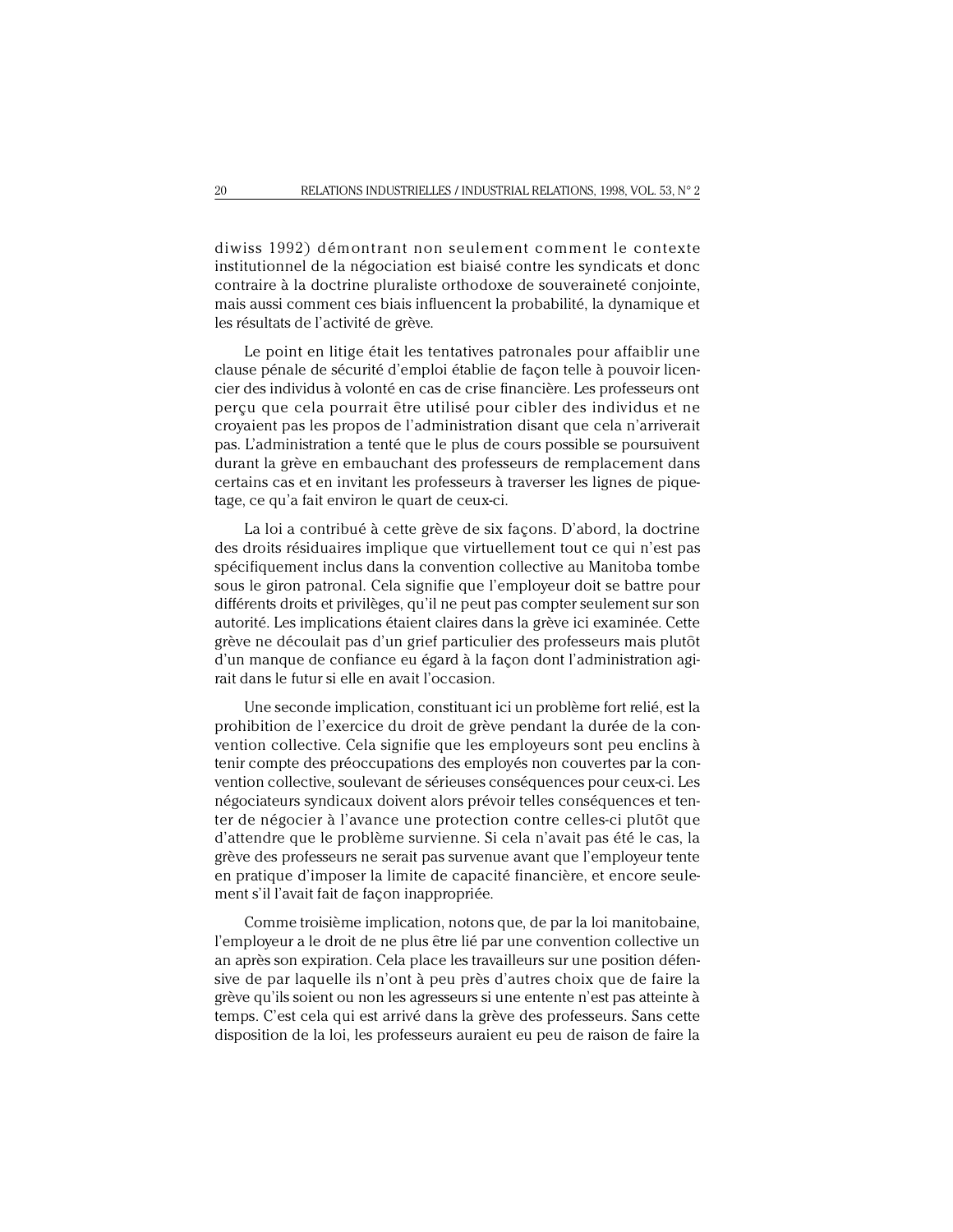diwiss 1992) démontrant non seulement comment le contexte institutionnel de la négociation est biaisé contre les syndicats et donc contraire à la doctrine pluraliste orthodoxe de souveraineté conjointe, mais aussi comment ces biais influencent la probabilité, la dynamique et les résultats de l'activité de grève.

Le point en litige était les tentatives patronales pour affaiblir une clause pénale de sécurité d'emploi établie de façon telle à pouvoir licencier des individus à volonté en cas de crise financière. Les professeurs ont perçu que cela pourrait être utilisé pour cibler des individus et ne croyaient pas les propos de l'administration disant que cela n'arriverait pas. L'administration a tenté que le plus de cours possible se poursuivent durant la grève en embauchant des professeurs de remplacement dans certains cas et en invitant les professeurs à traverser les lignes de piquetage, ce qu'a fait environ le quart de ceux-ci.

La loi a contribué à cette grève de six façons. D'abord, la doctrine des droits résiduaires implique que virtuellement tout ce qui n'est pas spécifiquement inclus dans la convention collective au Manitoba tombe sous le giron patronal. Cela signifie que l'employeur doit se battre pour différents droits et privilèges, qu'il ne peut pas compter seulement sur son autorité. Les implications étaient claires dans la grève ici examinée. Cette grève ne découlait pas d'un grief particulier des professeurs mais plutôt d'un manque de confiance eu égard à la façon dont l'administration agirait dans le futur si elle en avait l'occasion.

Une seconde implication, constituant ici un problème fort relié, est la prohibition de l'exercice du droit de grève pendant la durée de la convention collective. Cela signifie que les employeurs sont peu enclins à tenir compte des préoccupations des employés non couvertes par la convention collective, soulevant de sérieuses conséquences pour ceux-ci. Les négociateurs syndicaux doivent alors prévoir telles conséquences et tenter de négocier à l'avance une protection contre celles-ci plutôt que d'attendre que le problème survienne. Si cela n'avait pas été le cas, la grève des professeurs ne serait pas survenue avant que l'employeur tente en pratique d'imposer la limite de capacité financière, et encore seulement s'il l'avait fait de façon inappropriée.

Comme troisième implication, notons que, de par la loi manitobaine, l'employeur a le droit de ne plus être lié par une convention collective un an après son expiration. Cela place les travailleurs sur une position défensive de par laquelle ils n'ont à peu près d'autres choix que de faire la grève qu'ils soient ou non les agresseurs si une entente n'est pas atteinte à temps. C'est cela qui est arrivé dans la grève des professeurs. Sans cette disposition de la loi, les professeurs auraient eu peu de raison de faire la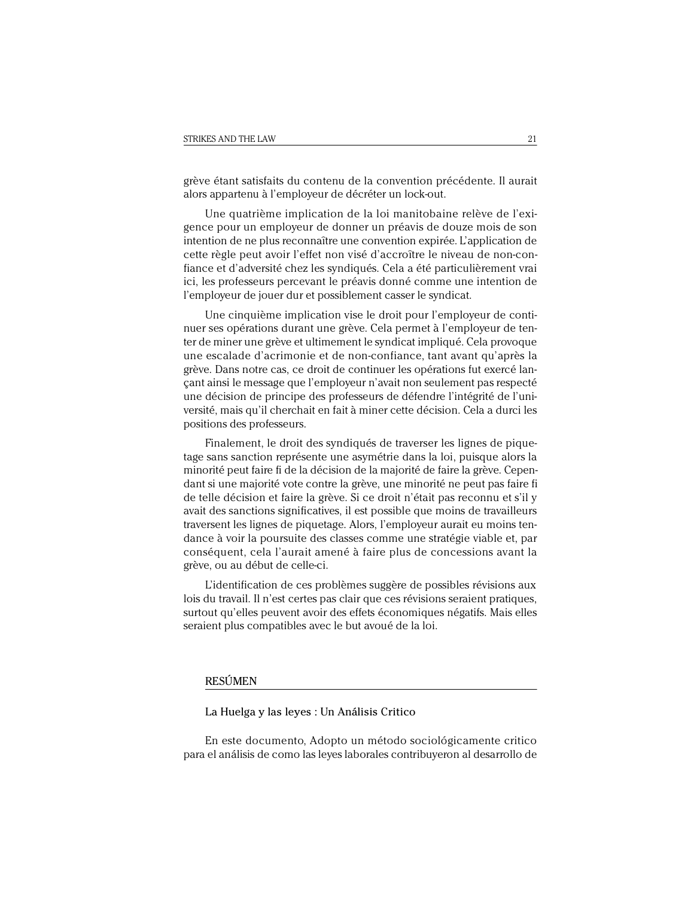grève étant satisfaits du contenu de la convention précédente. Il aurait alors appartenu à l'employeur de décréter un lock-out.

Une quatrième implication de la loi manitobaine relève de l'exigence pour un employeur de donner un préavis de douze mois de son intention de ne plus reconnaître une convention expirée. L'application de cette règle peut avoir l'effet non visé d'accroître le niveau de non-confiance et d'adversité chez les syndiqués. Cela a été particulièrement vrai ici, les professeurs percevant le préavis donné comme une intention de l'employeur de jouer dur et possiblement casser le syndicat.

Une cinquième implication vise le droit pour l'employeur de continuer ses opérations durant une grève. Cela permet à l'employeur de tenter de miner une grève et ultimement le syndicat impliqué. Cela provoque une escalade d'acrimonie et de non-confiance, tant avant qu'après la grève. Dans notre cas, ce droit de continuer les opérations fut exercé lançant ainsi le message que l'employeur n'avait non seulement pas respecté une décision de principe des professeurs de défendre l'intégrité de l'université, mais qu'il cherchait en fait à miner cette décision. Cela a durci les positions des professeurs.

Finalement, le droit des syndiqués de traverser les lignes de piquetage sans sanction représente une asymétrie dans la loi, puisque alors la minorité peut faire fi de la décision de la majorité de faire la grève. Cependant si une majorité vote contre la grève, une minorité ne peut pas faire fi de telle décision et faire la grève. Si ce droit n'était pas reconnu et s'il y avait des sanctions significatives, il est possible que moins de travailleurs traversent les lignes de piquetage. Alors, l'employeur aurait eu moins tendance à voir la poursuite des classes comme une stratégie viable et, par conséquent, cela l'aurait amené à faire plus de concessions avant la grève, ou au début de celle-ci.

L'identification de ces problèmes suggère de possibles révisions aux lois du travail. Il n'est certes pas clair que ces révisions seraient pratiques, surtout qu'elles peuvent avoir des effets économiques négatifs. Mais elles seraient plus compatibles avec le but avoué de la loi.

## RESÚMEN

### La Huelga y las leyes : Un Análisis Critico

En este documento, Adopto un método sociológicamente critico para el análisis de como las leyes laborales contribuyeron al desarrollo de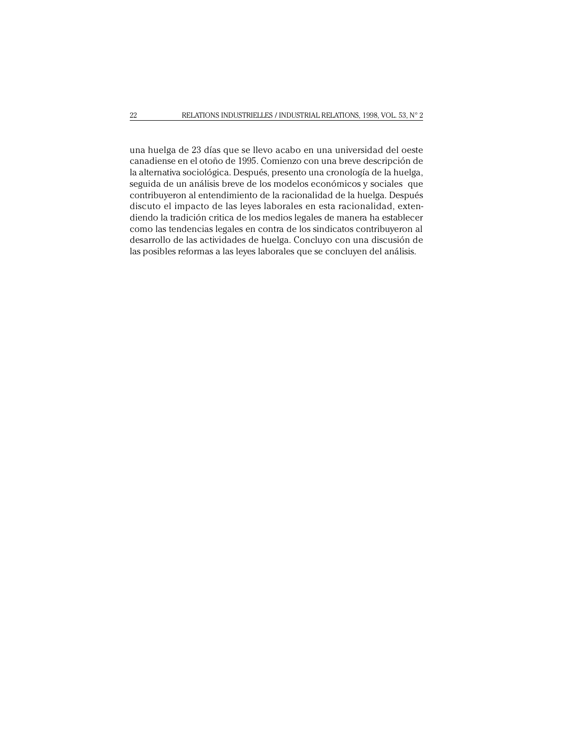una huelga de 23 días que se llevo acabo en una universidad del oeste canadiense en el otoño de 1995. Comienzo con una breve descripción de la alternativa sociológica. Después, presento una cronología de la huelga, seguida de un análisis breve de los modelos económicos y sociales que contribuyeron al entendimiento de la racionalidad de la huelga. Después discuto el impacto de las leyes laborales en esta racionalidad, extendiendo la tradición critica de los medios legales de manera ha establecer como las tendencias legales en contra de los sindicatos contribuyeron al desarrollo de las actividades de huelga. Concluyo con una discusión de las posibles reformas a las leyes laborales que se concluyen del análisis.